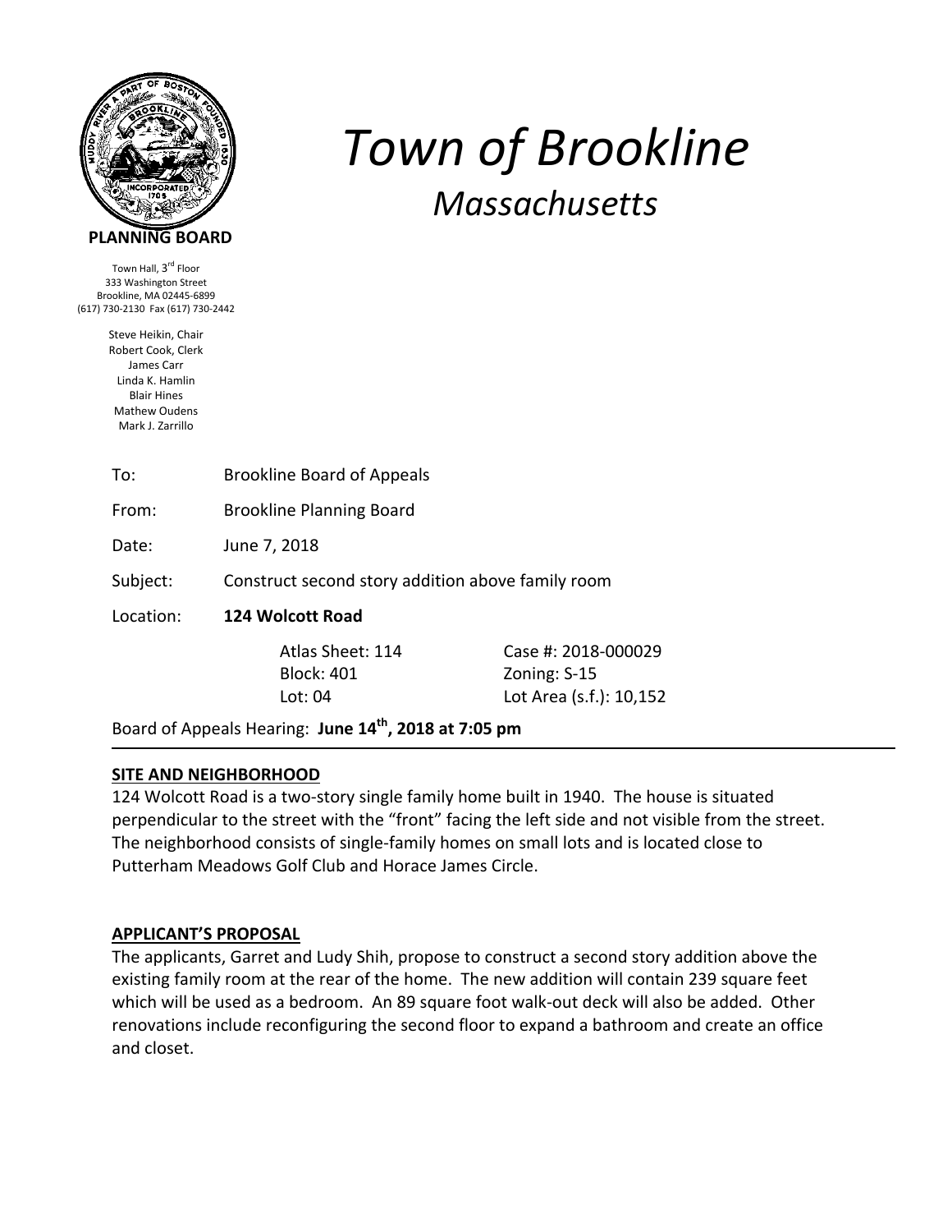**PLANNING BOARD**

Town Hall, 3rd Floor
333 Washington Street
Brookline, MA 02445-6899
(617) 730-2130 Fax (617) 730-2442

Steve Heikin, Chair
Robert Cook, Clerk
James Carr
Linda K. Hamlin
Blair Hines
Mathew Oudens
Mark J. Zarrillo

# *Town of Brookline*

## *Massachusetts*

| | |
|---|---|
| To: | Brookline Board of Appeals |
| From: | Brookline Planning Board |
| Date: | June 7, 2018 |
| Subject: | Construct second story addition above family room |
| Location: | **124 Wolcott Road** |

| | |
|---|---|
| Atlas Sheet: 114 | Case #: 2018-000029 |
| Block: 401 | Zoning: S-15 |
| Lot: 04 | Lot Area (s.f.): 10,152 |

Board of Appeals Hearing: **June 14th, 2018 at 7:05 pm**

---

### SITE AND NEIGHBORHOOD

124 Wolcott Road is a two-story single family home built in 1940. The house is situated perpendicular to the street with the "front" facing the left side and not visible from the street. The neighborhood consists of single-family homes on small lots and is located close to Putterham Meadows Golf Club and Horace James Circle.

### APPLICANT'S PROPOSAL

The applicants, Garret and Ludy Shih, propose to construct a second story addition above the existing family room at the rear of the home. The new addition will contain 239 square feet which will be used as a bedroom. An 89 square foot walk-out deck will also be added. Other renovations include reconfiguring the second floor to expand a bathroom and create an office and closet.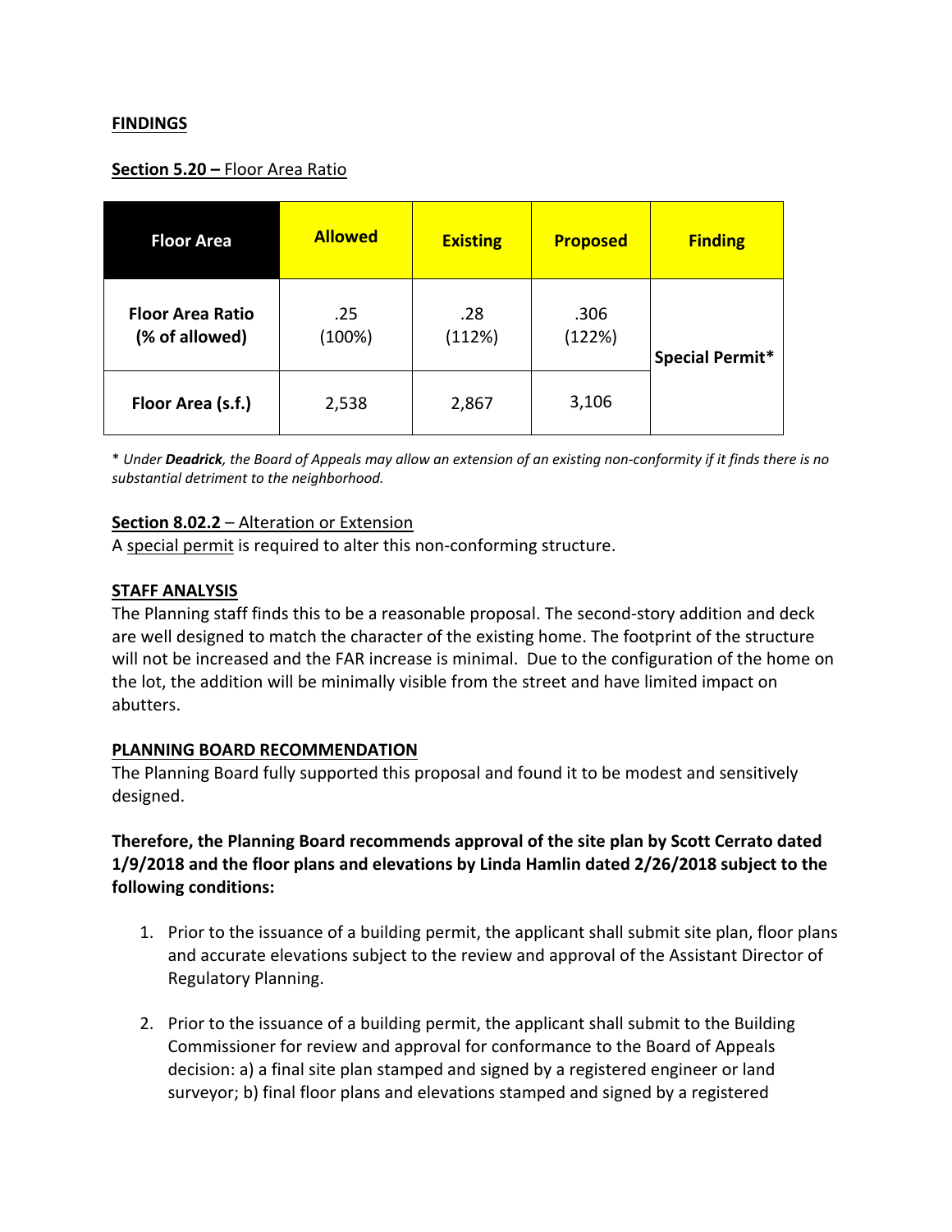**FINDINGS**

**Section 5.20 –** Floor Area Ratio

| Floor Area | Allowed | Existing | Proposed | Finding |
|---|---|---|---|---|
| **Floor Area Ratio (% of allowed)** | .25 (100%) | .28 (112%) | .306 (122%) | **Special Permit*** |
| **Floor Area (s.f.)** | 2,538 | 2,867 | 3,106 | |

*\* Under **Deadrick**, the Board of Appeals may allow an extension of an existing non-conformity if it finds there is no substantial detriment to the neighborhood.*

**Section 8.02.2** – Alteration or Extension
A special permit is required to alter this non-conforming structure.

**STAFF ANALYSIS**
The Planning staff finds this to be a reasonable proposal. The second-story addition and deck are well designed to match the character of the existing home. The footprint of the structure will not be increased and the FAR increase is minimal. Due to the configuration of the home on the lot, the addition will be minimally visible from the street and have limited impact on abutters.

**PLANNING BOARD RECOMMENDATION**
The Planning Board fully supported this proposal and found it to be modest and sensitively designed.

**Therefore, the Planning Board recommends approval of the site plan by Scott Cerrato dated 1/9/2018 and the floor plans and elevations by Linda Hamlin dated 2/26/2018 subject to the following conditions:**

1. Prior to the issuance of a building permit, the applicant shall submit site plan, floor plans and accurate elevations subject to the review and approval of the Assistant Director of Regulatory Planning.

2. Prior to the issuance of a building permit, the applicant shall submit to the Building Commissioner for review and approval for conformance to the Board of Appeals decision: a) a final site plan stamped and signed by a registered engineer or land surveyor; b) final floor plans and elevations stamped and signed by a registered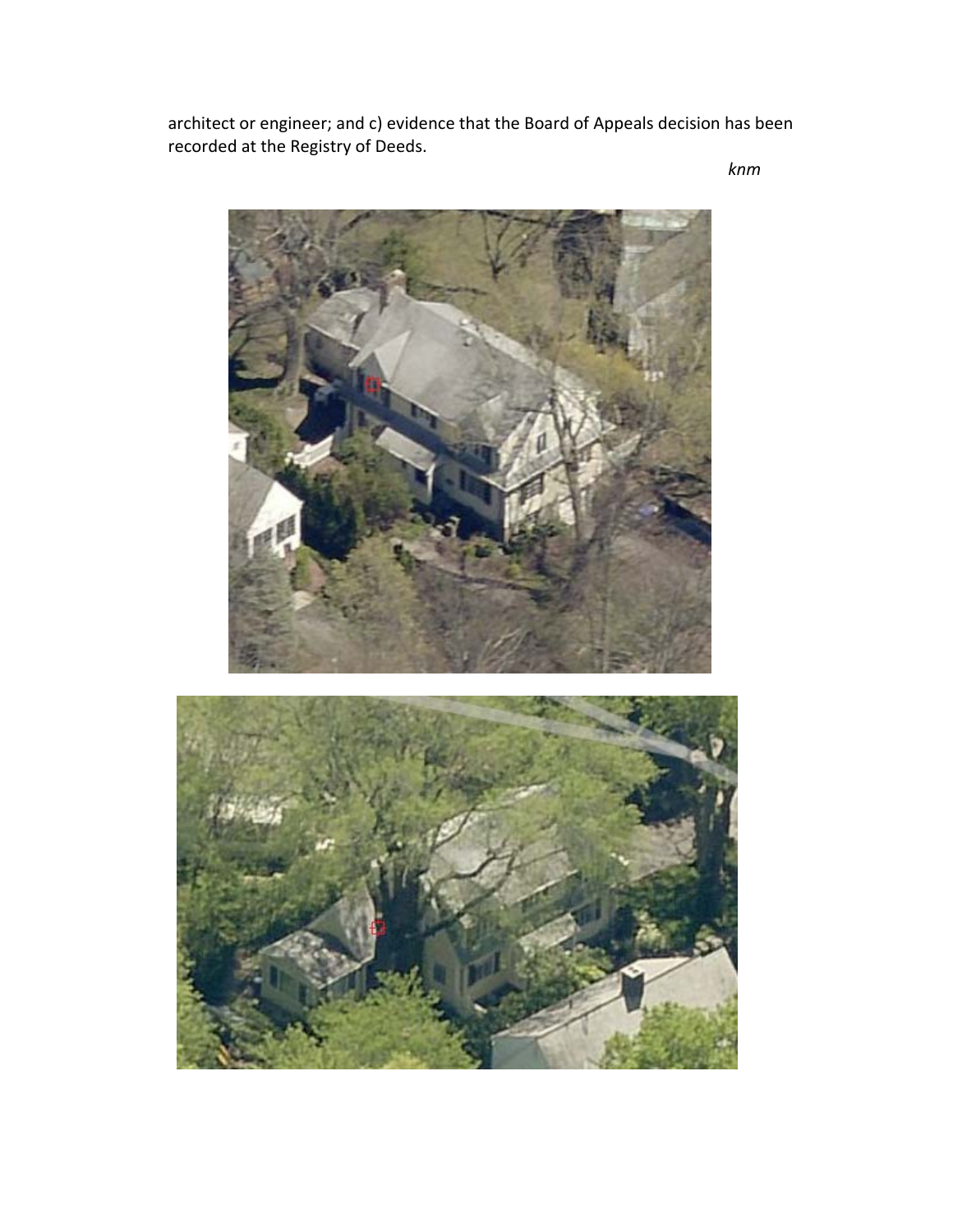architect or engineer; and c) evidence that the Board of Appeals decision has been recorded at the Registry of Deeds.

*knm*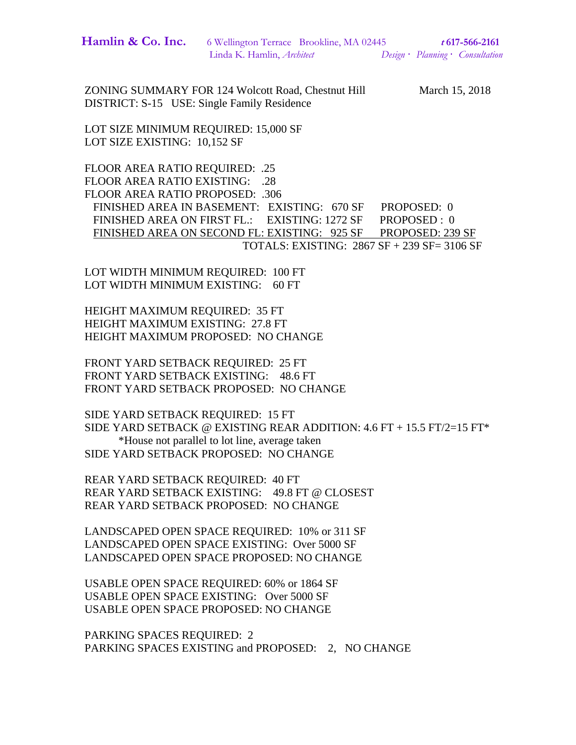**Hamlin & Co. Inc.** 6 Wellington Terrace Brookline, MA 02445 ***t*** **617-566-2161**
Linda K. Hamlin, *Architect* *Design · Planning · Consultation*

ZONING SUMMARY FOR 124 Wolcott Road, Chestnut Hill March 15, 2018
DISTRICT: S-15 USE: Single Family Residence

LOT SIZE MINIMUM REQUIRED: 15,000 SF
LOT SIZE EXISTING: 10,152 SF

FLOOR AREA RATIO REQUIRED: .25
FLOOR AREA RATIO EXISTING: .28
FLOOR AREA RATIO PROPOSED: .306
FINISHED AREA IN BASEMENT: EXISTING: 670 SF PROPOSED: 0
FINISHED AREA ON FIRST FL.: EXISTING: 1272 SF PROPOSED : 0
<u>FINISHED AREA ON SECOND FL: EXISTING: 925 SF PROPOSED: 239 SF</u>
TOTALS: EXISTING: 2867 SF + 239 SF= 3106 SF

LOT WIDTH MINIMUM REQUIRED: 100 FT
LOT WIDTH MINIMUM EXISTING: 60 FT

HEIGHT MAXIMUM REQUIRED: 35 FT
HEIGHT MAXIMUM EXISTING: 27.8 FT
HEIGHT MAXIMUM PROPOSED: NO CHANGE

FRONT YARD SETBACK REQUIRED: 25 FT
FRONT YARD SETBACK EXISTING: 48.6 FT
FRONT YARD SETBACK PROPOSED: NO CHANGE

SIDE YARD SETBACK REQUIRED: 15 FT
SIDE YARD SETBACK @ EXISTING REAR ADDITION: 4.6 FT + 15.5 FT/2=15 FT*
*House not parallel to lot line, average taken
SIDE YARD SETBACK PROPOSED: NO CHANGE

REAR YARD SETBACK REQUIRED: 40 FT
REAR YARD SETBACK EXISTING: 49.8 FT @ CLOSEST
REAR YARD SETBACK PROPOSED: NO CHANGE

LANDSCAPED OPEN SPACE REQUIRED: 10% or 311 SF
LANDSCAPED OPEN SPACE EXISTING: Over 5000 SF
LANDSCAPED OPEN SPACE PROPOSED: NO CHANGE

USABLE OPEN SPACE REQUIRED: 60% or 1864 SF
USABLE OPEN SPACE EXISTING: Over 5000 SF
USABLE OPEN SPACE PROPOSED: NO CHANGE

PARKING SPACES REQUIRED: 2
PARKING SPACES EXISTING and PROPOSED: 2, NO CHANGE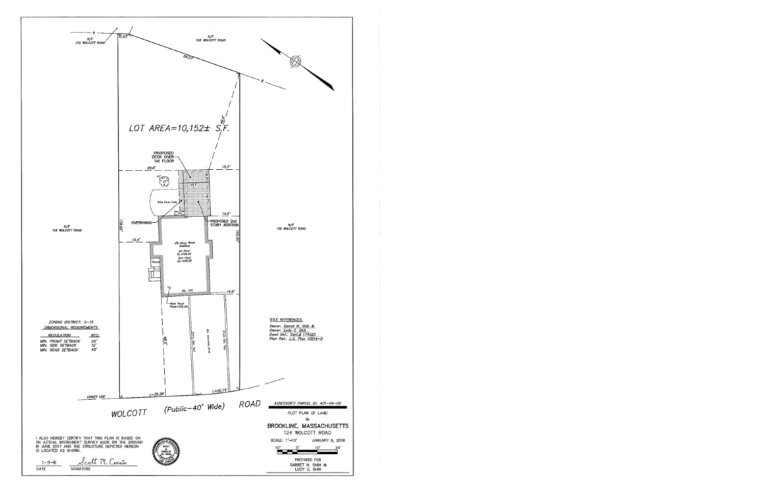N/F
172 WOLCOTT ROAD

N/F
158 WOLCOTT ROAD

5.63'

58.23'

LOT AREA=10,152± S.F.

PROPOSED
DECK OVER
1st FLOOR

29.8'

15.5'

15.1'

Brick Paver Patio

14.6'

OVERHANG

PROPOSED 2nd
STORY ADDITION

N/F
118 WOLCOTT ROAD

N/F
136 WOLCOTT ROAD

178.92'

15.4'

2½ Story Wood
Dwelling
1st Floor
El.=100.44
2nd Floor
El.=109.52

Porch

No. 124

14.8'

Main Roof
Peak=125.84

Bit. Concrete Drive

48.6'

ZONING DISTRICT: S-15
DIMENSIONAL REQUIREMENTS

| REGULATION | REQ. |
|---|---|
| MIN. FRONT SETBACK | 25' |
| MIN. SIDE SETBACK | 15' |
| MIN. REAR SETBACK | 40' |

TITLE REFERENCES:
Owner: Garret H. Shih &
Owner: Ludy C. Shih
Deed Ref.: Cert.# 174525
Plan Ref.: L.C. Plan 10514-D

STREET LINE

L=36.26'

L=20.74'

WOLCOTT (Public–40' Wide) ROAD

ASSESSOR'S PARCEL ID: 401-04-00

PLOT PLAN OF LAND
IN
BROOKLINE, MASSACHUSETTS
124 WOLCOTT ROAD

SCALE: 1"=10' JANUARY 9, 2018

10' 0' 10' 20'

PREPARED FOR
GARRET H. SHIH &
LUDY C. SHIH

I ALSO HEREBY CERTIFY THAT THIS PLAN IS BASED ON ON ACTUAL INSTRUMENT SURVEY MADE ON THE GROUND IN JUNE 2017 AND THE STRUCTURE DEPICTED HEREON IS LOCATED AS SHOWN.

1-9-18 Scott M. Cerrato
DATE SIGNATURE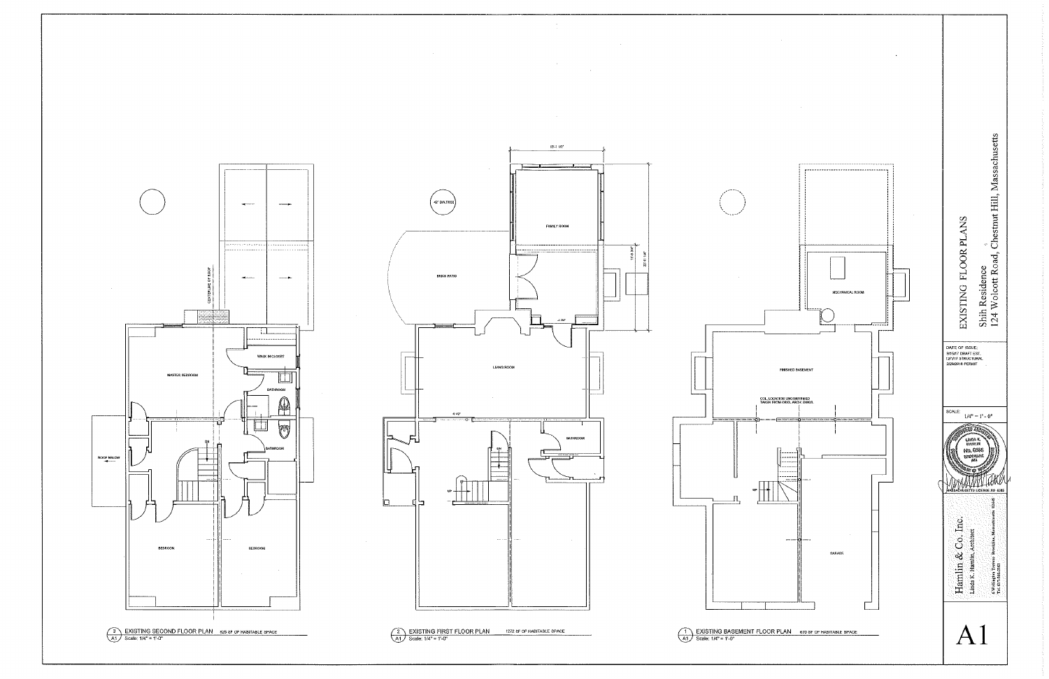# EXISTING FLOOR PLANS

Shih Residence
124 Wolcott Road, Chestnut Hill, Massachusetts

DATE OF ISSUE:
9/15/17 DRAFT EST.
12/1/17 STRUCTURAL
2/26/2018 PERMIT

SCALE:
1/4" = 1'-0"

MASSACHUSETTS LICENSE NO. 6385

Hamlin & Co. Inc.
Linda K. Hamlin, Architect

A1

---

## 3 / A1 EXISTING SECOND FLOOR PLAN — 925 SF OF HABITABLE SPACE
Scale: 1/4" = 1'-0"

MASTER BEDROOM
WALK IN CLOSET
BATHROOM
BATHROOM
BEDROOM
BEDROOM
ROOF BELOW
CENTERLINE OF ROOF
DN

## 2 / A1 EXISTING FIRST FLOOR PLAN — 1272 SF OF HABITABLE SPACE
Scale: 1/4" = 1'-0"

42" DIA TREE
FAMILY ROOM
BRICK PATIO
LIVING ROOM
BATHROOM
UP
DN
13'-1 1/2"
22'-11 1/4"
11'-8 3/4"

## 1 / A1 EXISTING BASEMENT FLOOR PLAN — 670 SF OF HABITABLE SPACE
Scale: 1/4" = 1'-0"

MECHANICAL ROOM
FINISHED BASEMENT
COL. LOCATION UNCONFIRMED TAKEN FROM ORIG. ARCH. DWGS.
GARAGE
UP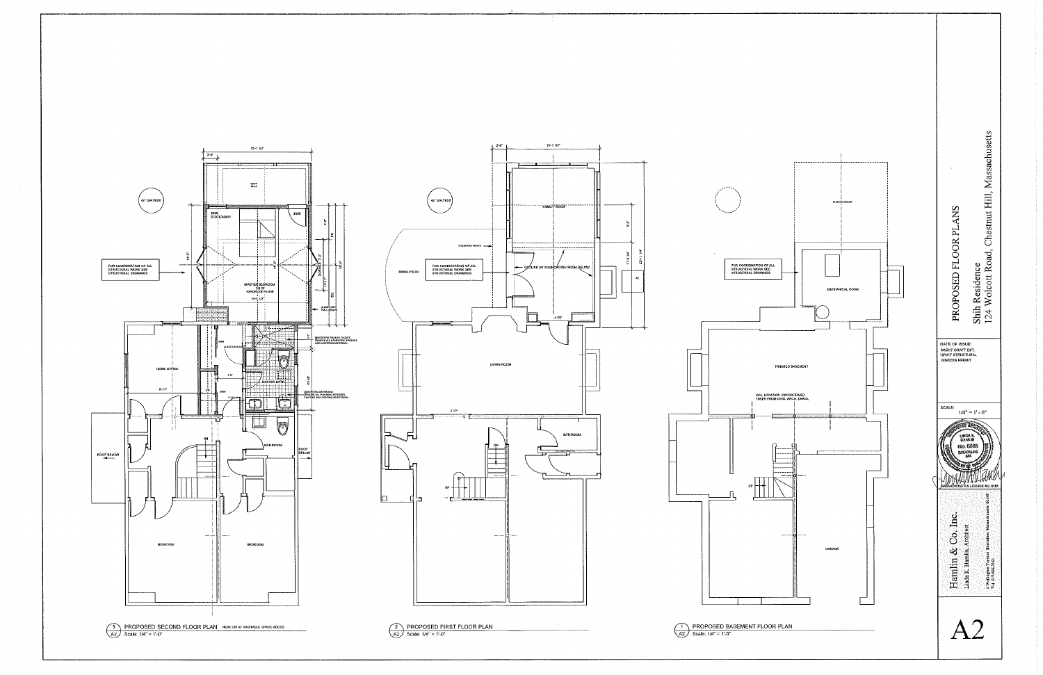# PROPOSED FLOOR PLANS

Shih Residence
124 Wolcott Road, Chestnut Hill, Massachusetts

DATE OF ISSUE:
9/18/17 DRAFT EST.
12/1/17 STRUCTURAL
2/26/2018 PERMIT

SCALE:
1/4" = 1'-0"

LINDA K. HAMLIN
No. 6885
BROOKLINE MA.

MASSACHUSETTS LICENSE NO. 6885

Hamlin & Co. Inc.
Linda K. Hamlin, Architect
4 Wellington Terrace Brookline, Massachusetts 02445
Tel 617.566.2261

A2

---

## 3 PROPOSED SECOND FLOOR PLAN

NEW: 230 SF HABITABLE SPACE ADDED

Scale: 1/4" = 1'-0"

15'-1 1/2"
2'-6"
DECK ROOF
41" DIA TREE
2868 STATIONARY
2868
MASTER BEDROOM
14'-1 1/2"
FOR COORDINATION OF ALL STRUCTURAL WORK SEE STRUCTURAL DRAWINGS
HOME OFFICE
MASTER BATH
BATHROOM
ROOF BELOW
BEDROOM
BEDROOM
DN

## 2 PROPOSED FIRST FLOOR PLAN

Scale: 1/4" = 1'-0"

2'-6"
15'-1 1/2"
42" DIA TREE
FAMILY ROOM
OUTLINE OF FOUNDATION / ROOM BELOW
BRICK PATIO
FOR COORDINATION OF ALL STRUCTURAL WORK SEE STRUCTURAL DRAWINGS
LIVING ROOM
BATHROOM
UP
DN

## 1 PROPOSED BASEMENT FLOOR PLAN

Scale: 1/4" = 1'-0"

FOR COORDINATION OF ALL STRUCTURAL WORK SEE STRUCTURAL DRAWINGS
MECHANICAL ROOM
FINISHED BASEMENT
COL. LOCATION UNCONFIRMED TAKEN FROM ORIG. ARCH. DWGS.
UP
GARAGE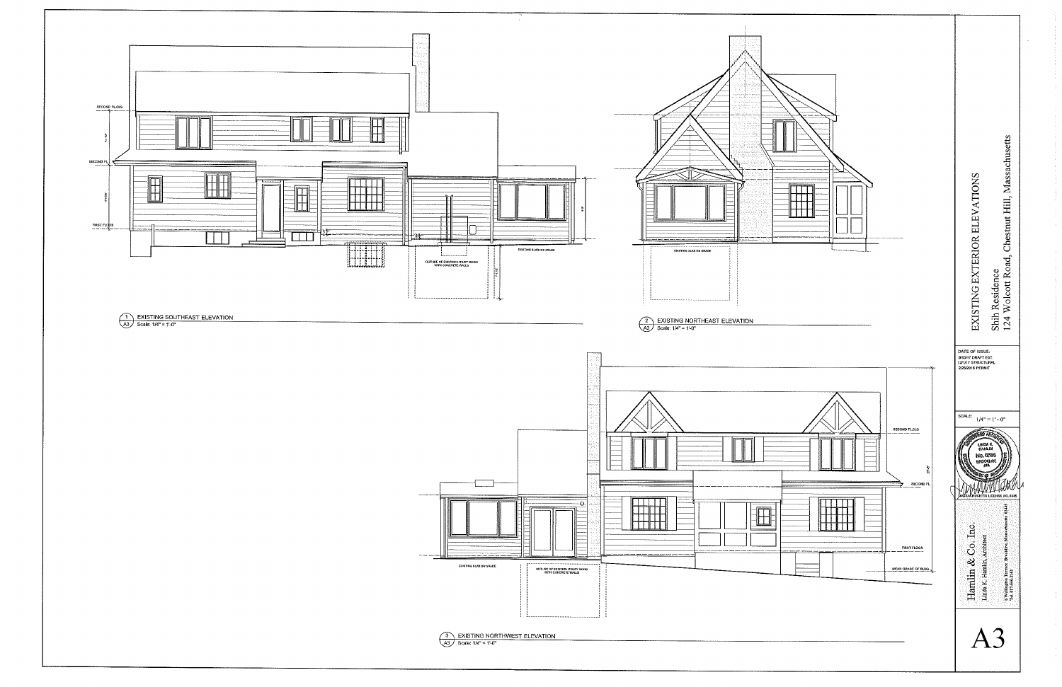SECOND FL.CLG

SECOND FL.

FIRST FLOOR

EXISTING SLAB ON GRADE

OUTLINE OF EXISTING UTILITY ROOM WITH CONCRETE WALLS

1 / A3 — EXISTING SOUTHEAST ELEVATION
Scale: 1/4" = 1'-0"

EXISTING SLAB ON GRADE

2 / A3 — EXISTING NORTHEAST ELEVATION
Scale: 1/4" = 1'-0"

SECOND FL.CLG

SECOND FL.

FIRST FLOOR

MEAN GRADE OF BLDG.

EXISTING SLAB ON GRADE

OUTLINE OF EXISTING UTILITY ROOM WITH CONCRETE WALLS

3 / A3 — EXISTING NORTHWEST ELEVATION
Scale: 1/4" = 1'-0"

# EXISTING EXTERIOR ELEVATIONS

Shih Residence
124 Wolcott Road, Chestnut Hill, Massachusetts

DATE OF ISSUE:
9/25/17 DRAFT EST
12/1/17 STRUCTURAL
2/26/2018 PERMIT

SCALE:
1/4" = 1'-0"

LINDA K. HAMLIN
No. 6586
BROOKLINE, MA

MASSACHUSETTS LICENSE NO. 6586

Hamlin & Co. Inc.
Linda K. Hamlin, Architect
5 Wellington Terrace Brookline, Massachusetts 02445
Tel. 617-566-2140

A3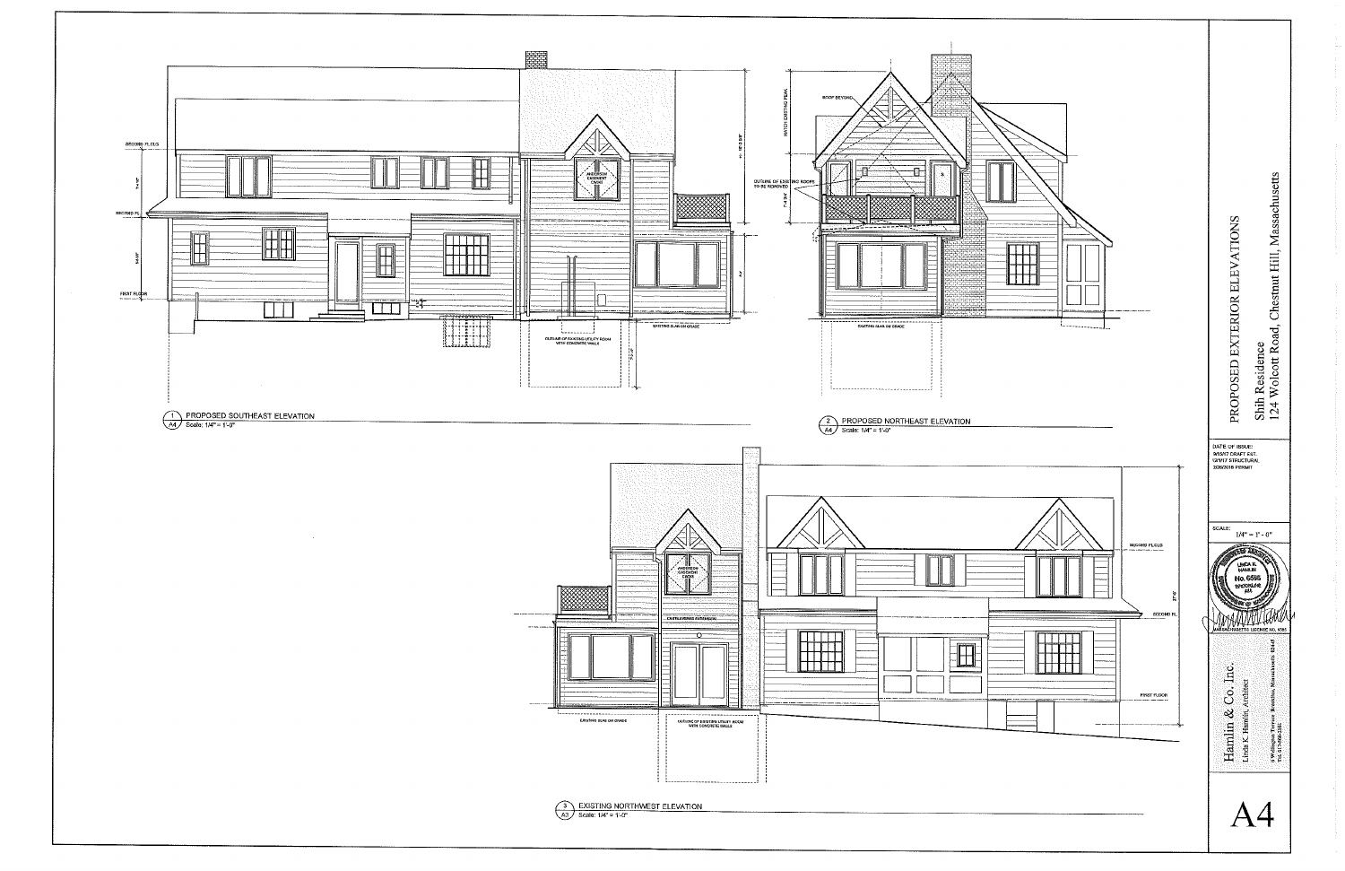SECOND FL CLG

SECOND FL

FIRST FLOOR

ANDERSON CASEMENT CA56G

OUTLINE OF EXISTING UTILITY ROOM WITH CONCRETE WALLS

EXISTING SLAB ON GRADE

1 PROPOSED SOUTHEAST ELEVATION
A4 Scale: 1/4" = 1'-0"

ROOF BEYOND

MATCH EXISTING PEAK

OUTLINE OF EXISTING ROOFS TO BE REMOVED

EXISTING SLAB ON GRADE

2 PROPOSED NORTHEAST ELEVATION
A4 Scale: 1/4" = 1'-0"

ANDERSON CASEMENT CA56G

CANTILEVERED EXTENSION

OUTLINE OF EXISTING UTILITY ROOM WITH CONCRETE WALLS

EXISTING SLAB ON GRADE

SECOND FL CLG

SECOND FL

FIRST FLOOR

3 EXISTING NORTHWEST ELEVATION
A3 Scale: 1/4" = 1'-0"

# PROPOSED EXTERIOR ELEVATIONS

Shih Residence
124 Wolcott Road, Chestnut Hill, Massachusetts

DATE OF ISSUE:
9/05/17 DRAFT EST.
12/8/17 STRUCTURAL
2/26/2018 PERMIT

SCALE:
1/4" = 1' - 0"

LINDA K. HAMLIN
No. 6585
BROOKLINE MA

MASSACHUSETTS LICENSE NO. 6585

Hamlin & Co. Inc.
Linda K. Hamlin, Architect
6 Wellington Terrace Brookline, Massachusetts 02445

A4